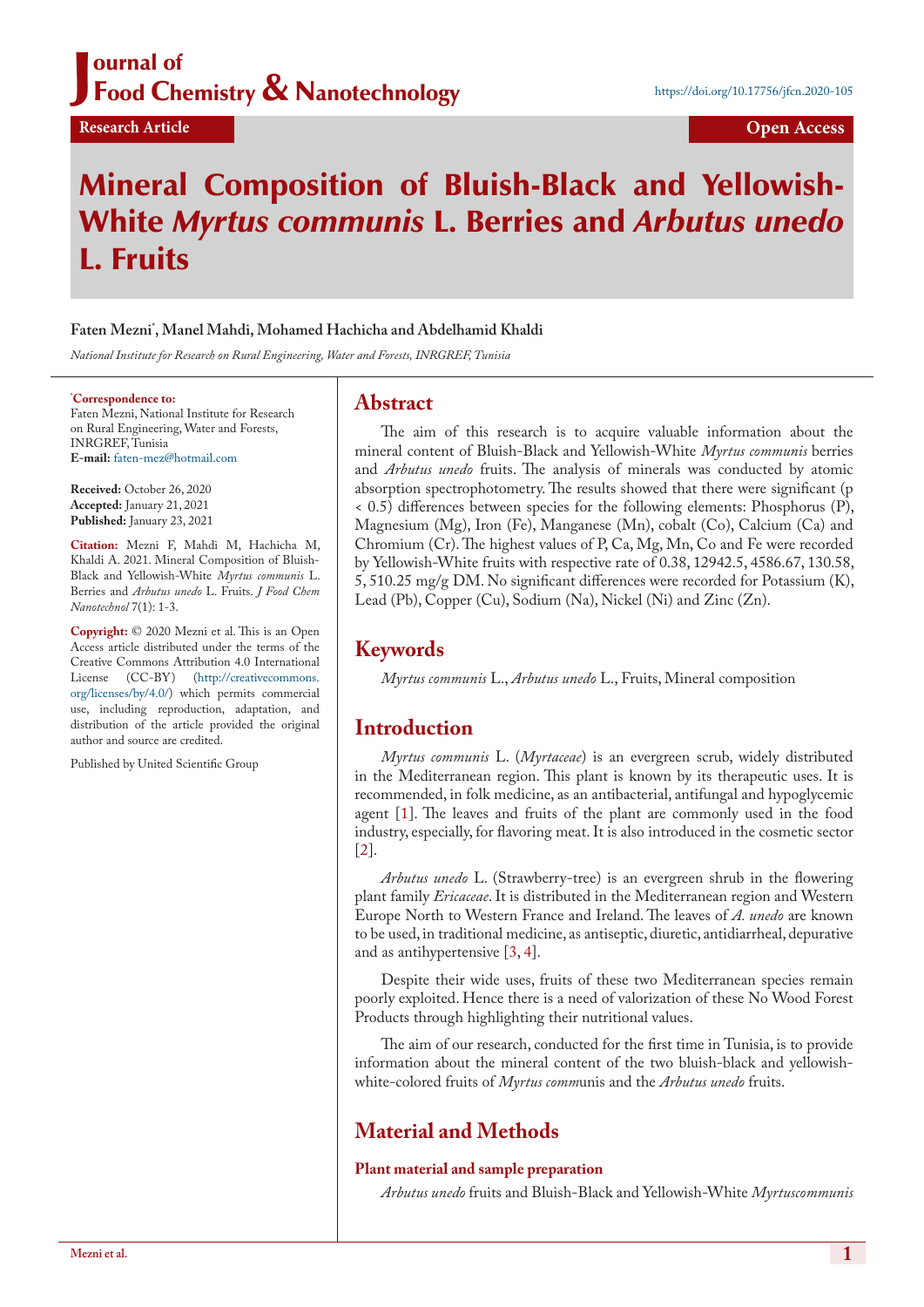Research Article

Open Access

# Mineral Composition of Bluish-Black and Yellowish-White *Myrtus communis* L. Berries and *Arbutus unedo* L. Fruits

**Faten Mezni[*], Manel Mahdi, Mohamed Hachicha and Abdelhamid Khaldi**

*National Institute for Research on Rural Engineering, Water and Forests, INRGREF, Tunisia*

**[*]Correspondence to:**
Faten Mezni, National Institute for Research on Rural Engineering, Water and Forests, INRGREF, Tunisia
**E-mail:** faten-mez@hotmail.com

**Received:** October 26, 2020
**Accepted:** January 21, 2021
**Published:** January 23, 2021

**Citation:** Mezni F, Mahdi M, Hachicha M, Khaldi A. 2021. Mineral Composition of Bluish-Black and Yellowish-White *Myrtus communis* L. Berries and *Arbutus unedo* L. Fruits. *J Food Chem Nanotechnol* 7(1): 1-3.

**Copyright:** © 2020 Mezni et al. This is an Open Access article distributed under the terms of the Creative Commons Attribution 4.0 International License (CC-BY) (http://creativecommons.org/licenses/by/4.0/) which permits commercial use, including reproduction, adaptation, and distribution of the article provided the original author and source are credited.

Published by United Scientific Group

## Abstract

The aim of this research is to acquire valuable information about the mineral content of Bluish-Black and Yellowish-White *Myrtus communis* berries and *Arbutus unedo* fruits. The analysis of minerals was conducted by atomic absorption spectrophotometry. The results showed that there were significant ($p < 0.5$) differences between species for the following elements: Phosphorus (P), Magnesium (Mg), Iron (Fe), Manganese (Mn), cobalt (Co), Calcium (Ca) and Chromium (Cr). The highest values of P, Ca, Mg, Mn, Co and Fe were recorded by Yellowish-White fruits with respective rate of 0.38, 12942.5, 4586.67, 130.58, 5, 510.25 mg/g DM. No significant differences were recorded for Potassium (K), Lead (Pb), Copper (Cu), Sodium (Na), Nickel (Ni) and Zinc (Zn).

## Keywords

*Myrtus communis* L., *Arbutus unedo* L., Fruits, Mineral composition

## Introduction

*Myrtus communis* L. (*Myrtaceae*) is an evergreen scrub, widely distributed in the Mediterranean region. This plant is known by its therapeutic uses. It is recommended, in folk medicine, as an antibacterial, antifungal and hypoglycemic agent [1]. The leaves and fruits of the plant are commonly used in the food industry, especially, for flavoring meat. It is also introduced in the cosmetic sector [2].

*Arbutus unedo* L. (Strawberry-tree) is an evergreen shrub in the flowering plant family *Ericaceae*. It is distributed in the Mediterranean region and Western Europe North to Western France and Ireland. The leaves of *A. unedo* are known to be used, in traditional medicine, as antiseptic, diuretic, antidiarrheal, depurative and as antihypertensive [3, 4].

Despite their wide uses, fruits of these two Mediterranean species remain poorly exploited. Hence there is a need of valorization of these No Wood Forest Products through highlighting their nutritional values.

The aim of our research, conducted for the first time in Tunisia, is to provide information about the mineral content of the two bluish-black and yellowish-white-colored fruits of *Myrtus comm*unis and the *Arbutus unedo* fruits.

## Material and Methods

### Plant material and sample preparation

*Arbutus unedo* fruits and Bluish-Black and Yellowish-White *Myrtuscommunis*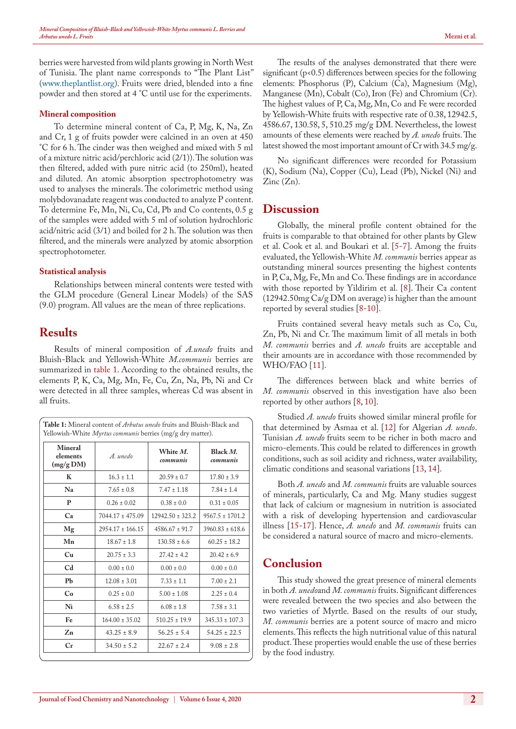berries were harvested from wild plants growing in North West of Tunisia. The plant name corresponds to "The Plant List" (www.theplantlist.org). Fruits were dried, blended into a fine powder and then stored at 4 °C until use for the experiments.

#### Mineral composition

To determine mineral content of Ca, P, Mg, K, Na, Zn and Cr, 1 g of fruits powder were calcined in an oven at 450 °C for 6 h. The cinder was then weighed and mixed with 5 ml of a mixture nitric acid/perchloric acid (2/1)). The solution was then filtered, added with pure nitric acid (to 250ml), heated and diluted. An atomic absorption spectrophotometry was used to analyses the minerals. The colorimetric method using molybdovanadate reagent was conducted to analyze P content. To determine Fe, Mn, Ni, Cu, Cd, Pb and Co contents, 0.5 g of the samples were added with 5 ml of solution hydrochloric acid/nitric acid (3/1) and boiled for 2 h. The solution was then filtered, and the minerals were analyzed by atomic absorption spectrophotometer.

#### Statistical analysis

Relationships between mineral contents were tested with the GLM procedure (General Linear Models) of the SAS (9.0) program. All values are the mean of three replications.

## Results

Results of mineral composition of *A.unedo* fruits and Bluish-Black and Yellowish-White *M.communis* berries are summarized in table 1. According to the obtained results, the elements P, K, Ca, Mg, Mn, Fe, Cu, Zn, Na, Pb, Ni and Cr were detected in all three samples, whereas Cd was absent in all fruits.

**Table 1:** Mineral content of *Arbutus unedo* fruits and Bluish-Black and Yellowish-White *Myrtus communis* berries (mg/g dry matter).

| Mineral elements (mg/g DM) | *A. unedo* | White *M. communis* | Black *M. communis* |
|---|---|---|---|
| K | 16.3 ± 1.1 | 20.59 ± 0.7 | 17.80 ± 3.9 |
| Na | 7.65 ± 0.8 | 7.47 ± 1.18 | 7.84 ± 1.4 |
| P | 0.26 ± 0.02 | 0.38 ± 0.0 | 0.31 ± 0.05 |
| Ca | 7044.17 ± 475.09 | 12942.50 ± 323.2 | 9567.5 ± 1701.2 |
| Mg | 2954.17 ± 166.15 | 4586.67 ± 91.7 | 3960.83 ± 618.6 |
| Mn | 18.67 ± 1.8 | 130.58 ± 6.6 | 60.25 ± 18.2 |
| Cu | 20.75 ± 3.3 | 27.42 ± 4.2 | 20.42 ± 6.9 |
| Cd | 0.00 ± 0.0 | 0.00 ± 0.0 | 0.00 ± 0.0 |
| Pb | 12.08 ± 3.01 | 7.33 ± 1.1 | 7.00 ± 2.1 |
| Co | 0.25 ± 0.0 | 5.00 ± 1.08 | 2.25 ± 0.4 |
| Ni | 6.58 ± 2.5 | 6.08 ± 1.8 | 7.58 ± 3.1 |
| Fe | 164.00 ± 35.02 | 510.25 ± 19.9 | 345.33 ± 107.3 |
| Zn | 43.25 ± 8.9 | 56.25 ± 5.4 | 54.25 ± 22.5 |
| Cr | 34.50 ± 5.2 | 22.67 ± 2.4 | 9.08 ± 2.8 |

The results of the analyses demonstrated that there were significant ($p<0.5$) differences between species for the following elements: Phosphorus (P), Calcium (Ca), Magnesium (Mg), Manganese (Mn), Cobalt (Co), Iron (Fe) and Chromium (Cr). The highest values of P, Ca, Mg, Mn, Co and Fe were recorded by Yellowish-White fruits with respective rate of 0.38, 12942.5, 4586.67, 130.58, 5, 510.25 mg/g DM. Nevertheless, the lowest amounts of these elements were reached by *A. unedo* fruits. The latest showed the most important amount of Cr with 34.5 mg/g.

No significant differences were recorded for Potassium (K), Sodium (Na), Copper (Cu), Lead (Pb), Nickel (Ni) and Zinc (Zn).

## Discussion

Globally, the mineral profile content obtained for the fruits is comparable to that obtained for other plants by Glew et al. Cook et al. and Boukari et al. [5-7]. Among the fruits evaluated, the Yellowish-White *M. communis* berries appear as outstanding mineral sources presenting the highest contents in P, Ca, Mg, Fe, Mn and Co. These findings are in accordance with those reported by Yildirim et al. [8]. Their Ca content (12942.50mg Ca/g DM on average) is higher than the amount reported by several studies [8-10].

Fruits contained several heavy metals such as Co, Cu, Zn, Pb, Ni and Cr. The maximum limit of all metals in both *M. communis* berries and *A. unedo* fruits are acceptable and their amounts are in accordance with those recommended by WHO/FAO [11].

The differences between black and white berries of *M. communis* observed in this investigation have also been reported by other authors [8, 10].

Studied *A. unedo* fruits showed similar mineral profile for that determined by Asmaa et al. [12] for Algerian *A. unedo*. Tunisian *A. unedo* fruits seem to be richer in both macro and micro-elements. This could be related to differences in growth conditions, such as soil acidity and richness, water availability, climatic conditions and seasonal variations [13, 14].

Both *A. unedo* and *M. communis* fruits are valuable sources of minerals, particularly, Ca and Mg. Many studies suggest that lack of calcium or magnesium in nutrition is associated with a risk of developing hypertension and cardiovascular illness [15-17]. Hence, *A. unedo* and *M. communis* fruits can be considered a natural source of macro and micro-elements.

## Conclusion

This study showed the great presence of mineral elements in both *A. unedo*and *M. communis* fruits. Significant differences were revealed between the two species and also between the two varieties of Myrtle. Based on the results of our study, *M. communis* berries are a potent source of macro and micro elements. This reflects the high nutritional value of this natural product. These properties would enable the use of these berries by the food industry.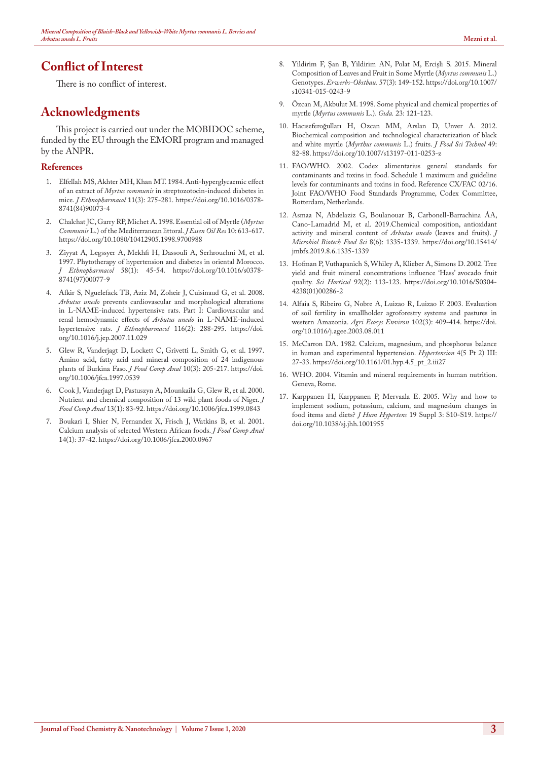## Conflict of Interest

There is no conflict of interest.

## Acknowledgments

This project is carried out under the MOBIDOC scheme, funded by the EU through the EMORI program and managed by the ANPR**.**

### References

1. Elfellah MS, Akhter MH, Khan MT. 1984. Anti-hyperglycaemic effect of an extract of *Myrtus communis* in streptozotocin-induced diabetes in mice. *J Ethnopharmacol* 11(3): 275-281. https://doi.org/10.1016/0378-8741(84)90073-4
2. Chalchat JC, Garry RP, Michet A. 1998. Essential oil of Myrtle (*Myrtus Communis* L.) of the Mediterranean littoral. *J Essen Oil Res* 10: 613-617. https://doi.org/10.1080/10412905.1998.9700988
3. Ziyyat A, Legssyer A, Mekhfi H, Dassouli A, Serhrouchni M, et al. 1997. Phytotherapy of hypertension and diabetes in oriental Morocco. *J Ethnopharmacol* 58(1): 45-54. https://doi.org/10.1016/s0378-8741(97)00077-9
4. Afkir S, Nguelefack TB, Aziz M, Zoheir J, Cuisinaud G, et al. 2008. *Arbutus unedo* prevents cardiovascular and morphological alterations in L-NAME-induced hypertensive rats. Part I: Cardiovascular and renal hemodynamic effects of *Arbutus unedo* in L-NAME-induced hypertensive rats. *J Ethnopharmacol* 116(2): 288-295. https://doi.org/10.1016/j.jep.2007.11.029
5. Glew R, Vanderjagt D, Lockett C, Grivetti L, Smith G, et al. 1997. Amino acid, fatty acid and mineral composition of 24 indigenous plants of Burkina Faso. *J Food Comp Anal* 10(3): 205-217. https://doi.org/10.1006/jfca.1997.0539
6. Cook J, Vanderjagt D, Pastuszyn A, Mounkaila G, Glew R, et al. 2000. Nutrient and chemical composition of 13 wild plant foods of Niger. *J Food Comp Anal* 13(1): 83-92. https://doi.org/10.1006/jfca.1999.0843
7. Boukari I, Shier N, Fernandez X, Frisch J, Watkins B, et al. 2001. Calcium analysis of selected Western African foods. *J Food Comp Anal* 14(1): 37-42. https://doi.org/10.1006/jfca.2000.0967
8. Yildirim F, Şan B, Yildirim AN, Polat M, Ercişli S. 2015. Mineral Composition of Leaves and Fruit in Some Myrtle (*Myrtus communis* L.) Genotypes. *Erwerbs-Obstbau.* 57(3): 149-152. https://doi.org/10.1007/s10341-015-0243-9
9. Özcan M, Akbulut M. 1998. Some physical and chemical properties of myrtle (*Myrtus communis* L.). *Gıda.* 23: 121-123.
10. Hacıseferoğulları H, Ozcan MM, Arslan D, Unver A. 2012. Biochemical composition and technological characterization of black and white myrtle (*Myrthus communis* L.) fruits. *J Food Sci Technol* 49: 82-88. https://doi.org/10.1007/s13197-011-0253-z
11. FAO/WHO. 2002. Codex alimentarius general standards for contaminants and toxins in food. Schedule 1 maximum and guideline levels for contaminants and toxins in food. Reference CX/FAC 02/16. Joint FAO/WHO Food Standards Programme, Codex Committee, Rotterdam, Netherlands.
12. Asmaa N, Abdelaziz G, Boulanouar B, Carbonell-Barrachina ÁA, Cano-Lamadrid M, et al. 2019.Chemical composition, antioxidant activity and mineral content of *Arbutus unedo* (leaves and fruits). *J Microbiol Biotech Food Sci* 8(6): 1335-1339. https://doi.org/10.15414/jmbfs.2019.8.6.1335-1339
13. Hofman P, Vuthapanich S, Whiley A, Klieber A, Simons D. 2002. Tree yield and fruit mineral concentrations influence 'Hass' avocado fruit quality. *Sci Horticul* 92(2): 113-123. https://doi.org/10.1016/S0304-4238(01)00286-2
14. Alfaia S, Ribeiro G, Nobre A, Luizao R, Luizao F. 2003. Evaluation of soil fertility in smallholder agroforestry systems and pastures in western Amazonia. *Agri Ecosys Environ* 102(3): 409-414. https://doi.org/10.1016/j.agee.2003.08.011
15. McCarron DA. 1982. Calcium, magnesium, and phosphorus balance in human and experimental hypertension. *Hypertension* 4(5 Pt 2) III: 27-33. https://doi.org/10.1161/01.hyp.4.5_pt_2.iii27
16. WHO. 2004. Vitamin and mineral requirements in human nutrition. Geneva, Rome.
17. Karppanen H, Karppanen P, Mervaala E. 2005. Why and how to implement sodium, potassium, calcium, and magnesium changes in food items and diets? *J Hum Hypertens* 19 Suppl 3: S10-S19. https://doi.org/10.1038/sj.jhh.1001955